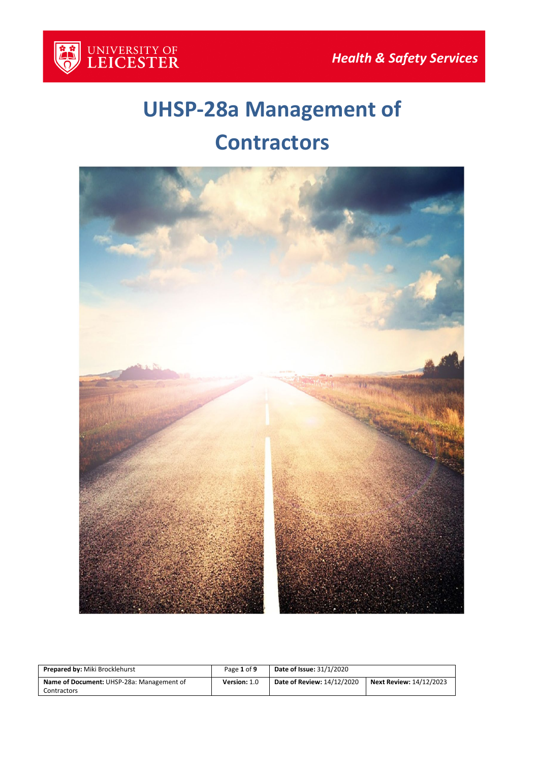UNIVERSITY OF LEICESTER

*Health & Safety Services*

# UHSP-28a Management of Contractors

| **Prepared by:** Miki Brocklehurst | Page **1** of **9** | **Date of Issue:** 31/1/2020 | |
|---|---|---|---|
| **Name of Document:** UHSP-28a: Management of Contractors | **Version:** 1.0 | **Date of Review:** 14/12/2020 | **Next Review:** 14/12/2023 |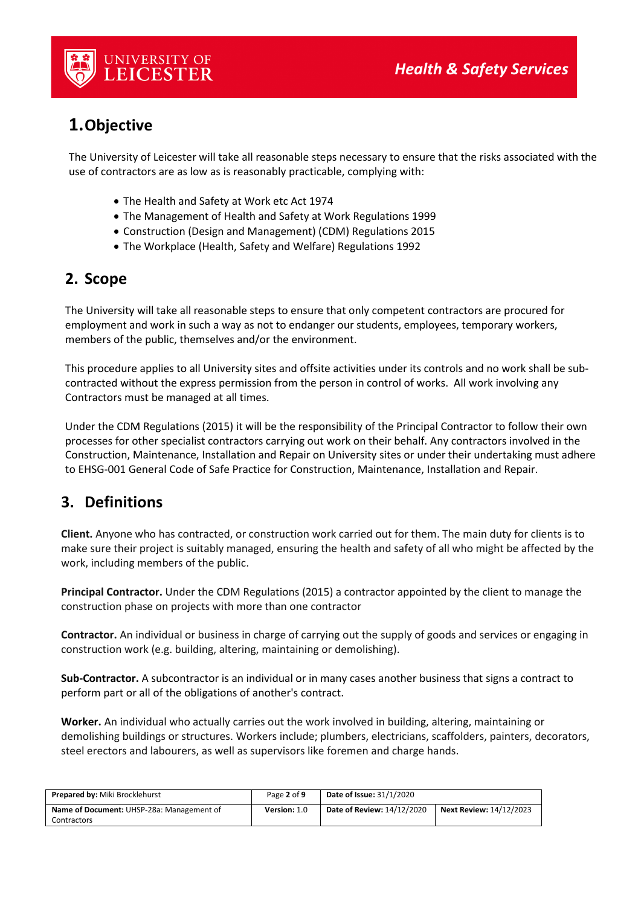## 1. Objective

The University of Leicester will take all reasonable steps necessary to ensure that the risks associated with the use of contractors are as low as is reasonably practicable, complying with:

- The Health and Safety at Work etc Act 1974
- The Management of Health and Safety at Work Regulations 1999
- Construction (Design and Management) (CDM) Regulations 2015
- The Workplace (Health, Safety and Welfare) Regulations 1992

## 2. Scope

The University will take all reasonable steps to ensure that only competent contractors are procured for employment and work in such a way as not to endanger our students, employees, temporary workers, members of the public, themselves and/or the environment.

This procedure applies to all University sites and offsite activities under its controls and no work shall be sub-contracted without the express permission from the person in control of works. All work involving any Contractors must be managed at all times.

Under the CDM Regulations (2015) it will be the responsibility of the Principal Contractor to follow their own processes for other specialist contractors carrying out work on their behalf. Any contractors involved in the Construction, Maintenance, Installation and Repair on University sites or under their undertaking must adhere to EHSG-001 General Code of Safe Practice for Construction, Maintenance, Installation and Repair.

## 3. Definitions

**Client.** Anyone who has contracted, or construction work carried out for them. The main duty for clients is to make sure their project is suitably managed, ensuring the health and safety of all who might be affected by the work, including members of the public.

**Principal Contractor.** Under the CDM Regulations (2015) a contractor appointed by the client to manage the construction phase on projects with more than one contractor

**Contractor.** An individual or business in charge of carrying out the supply of goods and services or engaging in construction work (e.g. building, altering, maintaining or demolishing).

**Sub-Contractor.** A subcontractor is an individual or in many cases another business that signs a contract to perform part or all of the obligations of another's contract.

**Worker.** An individual who actually carries out the work involved in building, altering, maintaining or demolishing buildings or structures. Workers include; plumbers, electricians, scaffolders, painters, decorators, steel erectors and labourers, as well as supervisors like foremen and charge hands.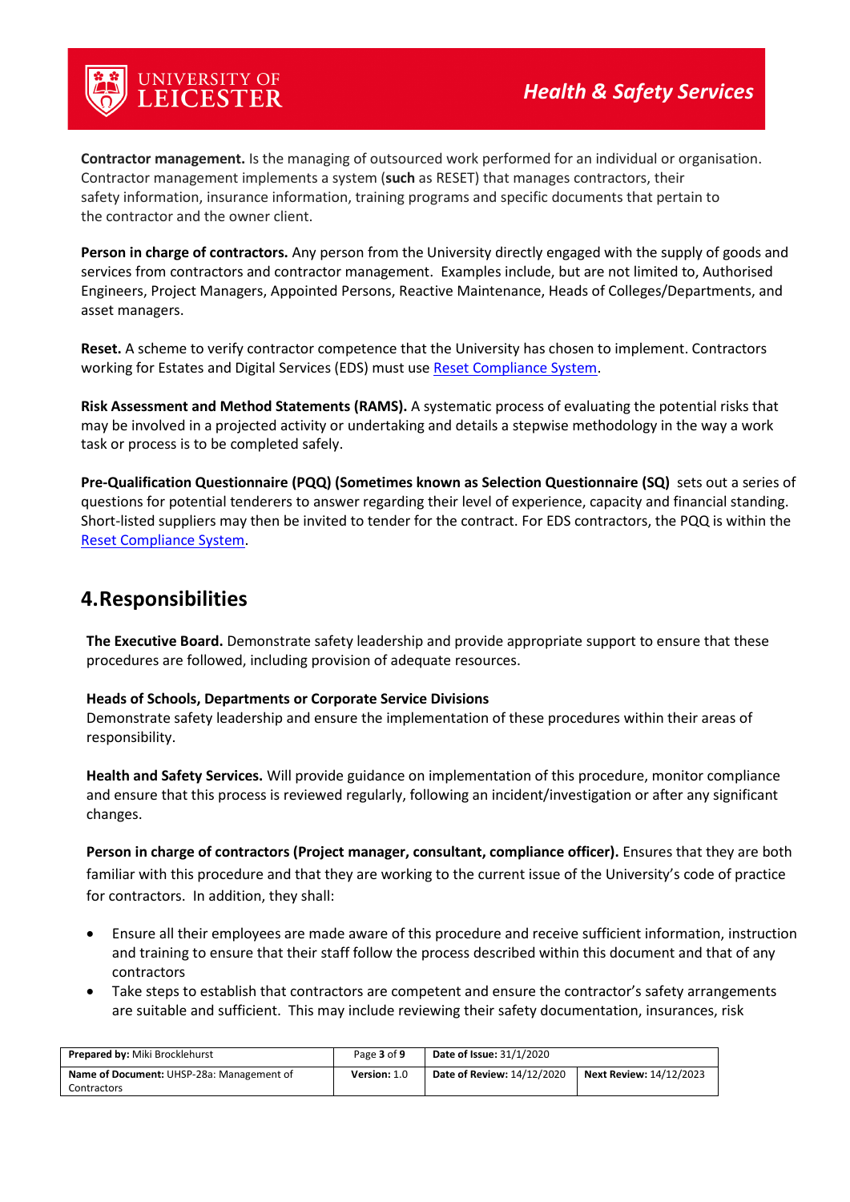**Contractor management.** Is the managing of outsourced work performed for an individual or organisation. Contractor management implements a system (**such** as RESET) that manages contractors, their safety information, insurance information, training programs and specific documents that pertain to the contractor and the owner client.

**Person in charge of contractors.** Any person from the University directly engaged with the supply of goods and services from contractors and contractor management. Examples include, but are not limited to, Authorised Engineers, Project Managers, Appointed Persons, Reactive Maintenance, Heads of Colleges/Departments, and asset managers.

**Reset.** A scheme to verify contractor competence that the University has chosen to implement. Contractors working for Estates and Digital Services (EDS) must use Reset Compliance System.

**Risk Assessment and Method Statements (RAMS).** A systematic process of evaluating the potential risks that may be involved in a projected activity or undertaking and details a stepwise methodology in the way a work task or process is to be completed safely.

**Pre-Qualification Questionnaire (PQQ) (Sometimes known as Selection Questionnaire (SQ)** sets out a series of questions for potential tenderers to answer regarding their level of experience, capacity and financial standing. Short-listed suppliers may then be invited to tender for the contract. For EDS contractors, the PQQ is within the Reset Compliance System.

## 4. Responsibilities

**The Executive Board.** Demonstrate safety leadership and provide appropriate support to ensure that these procedures are followed, including provision of adequate resources.

**Heads of Schools, Departments or Corporate Service Divisions**
Demonstrate safety leadership and ensure the implementation of these procedures within their areas of responsibility.

**Health and Safety Services.** Will provide guidance on implementation of this procedure, monitor compliance and ensure that this process is reviewed regularly, following an incident/investigation or after any significant changes.

**Person in charge of contractors (Project manager, consultant, compliance officer).** Ensures that they are both familiar with this procedure and that they are working to the current issue of the University's code of practice for contractors. In addition, they shall:

- Ensure all their employees are made aware of this procedure and receive sufficient information, instruction and training to ensure that their staff follow the process described within this document and that of any contractors
- Take steps to establish that contractors are competent and ensure the contractor's safety arrangements are suitable and sufficient. This may include reviewing their safety documentation, insurances, risk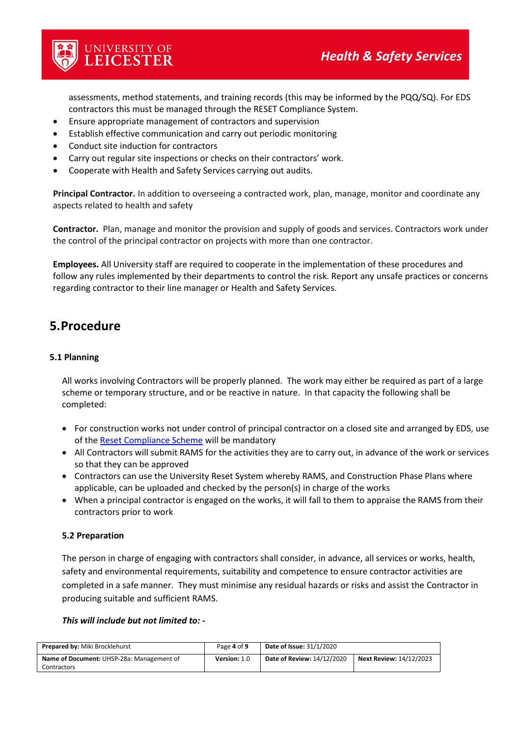assessments, method statements, and training records (this may be informed by the PQQ/SQ). For EDS contractors this must be managed through the RESET Compliance System.

- Ensure appropriate management of contractors and supervision
- Establish effective communication and carry out periodic monitoring
- Conduct site induction for contractors
- Carry out regular site inspections or checks on their contractors' work.
- Cooperate with Health and Safety Services carrying out audits.

**Principal Contractor.** In addition to overseeing a contracted work, plan, manage, monitor and coordinate any aspects related to health and safety

**Contractor.** Plan, manage and monitor the provision and supply of goods and services. Contractors work under the control of the principal contractor on projects with more than one contractor.

**Employees.** All University staff are required to cooperate in the implementation of these procedures and follow any rules implemented by their departments to control the risk. Report any unsafe practices or concerns regarding contractor to their line manager or Health and Safety Services.

## 5. Procedure

### 5.1 Planning

All works involving Contractors will be properly planned. The work may either be required as part of a large scheme or temporary structure, and or be reactive in nature. In that capacity the following shall be completed:

- For construction works not under control of principal contractor on a closed site and arranged by EDS, use of the Reset Compliance Scheme will be mandatory
- All Contractors will submit RAMS for the activities they are to carry out, in advance of the work or services so that they can be approved
- Contractors can use the University Reset System whereby RAMS, and Construction Phase Plans where applicable, can be uploaded and checked by the person(s) in charge of the works
- When a principal contractor is engaged on the works, it will fall to them to appraise the RAMS from their contractors prior to work

### 5.2 Preparation

The person in charge of engaging with contractors shall consider, in advance, all services or works, health, safety and environmental requirements, suitability and competence to ensure contractor activities are completed in a safe manner. They must minimise any residual hazards or risks and assist the Contractor in producing suitable and sufficient RAMS.

***This will include but not limited to: -***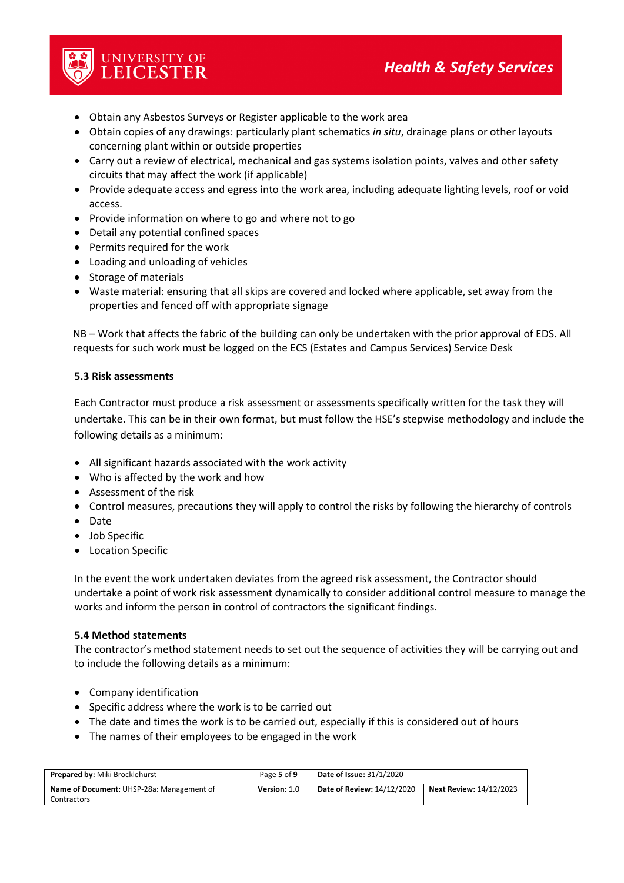- Obtain any Asbestos Surveys or Register applicable to the work area
- Obtain copies of any drawings: particularly plant schematics *in situ*, drainage plans or other layouts concerning plant within or outside properties
- Carry out a review of electrical, mechanical and gas systems isolation points, valves and other safety circuits that may affect the work (if applicable)
- Provide adequate access and egress into the work area, including adequate lighting levels, roof or void access.
- Provide information on where to go and where not to go
- Detail any potential confined spaces
- Permits required for the work
- Loading and unloading of vehicles
- Storage of materials
- Waste material: ensuring that all skips are covered and locked where applicable, set away from the properties and fenced off with appropriate signage

NB – Work that affects the fabric of the building can only be undertaken with the prior approval of EDS. All requests for such work must be logged on the ECS (Estates and Campus Services) Service Desk

### 5.3 Risk assessments

Each Contractor must produce a risk assessment or assessments specifically written for the task they will undertake. This can be in their own format, but must follow the HSE's stepwise methodology and include the following details as a minimum:

- All significant hazards associated with the work activity
- Who is affected by the work and how
- Assessment of the risk
- Control measures, precautions they will apply to control the risks by following the hierarchy of controls
- Date
- Job Specific
- Location Specific

In the event the work undertaken deviates from the agreed risk assessment, the Contractor should undertake a point of work risk assessment dynamically to consider additional control measure to manage the works and inform the person in control of contractors the significant findings.

### 5.4 Method statements

The contractor's method statement needs to set out the sequence of activities they will be carrying out and to include the following details as a minimum:

- Company identification
- Specific address where the work is to be carried out
- The date and times the work is to be carried out, especially if this is considered out of hours
- The names of their employees to be engaged in the work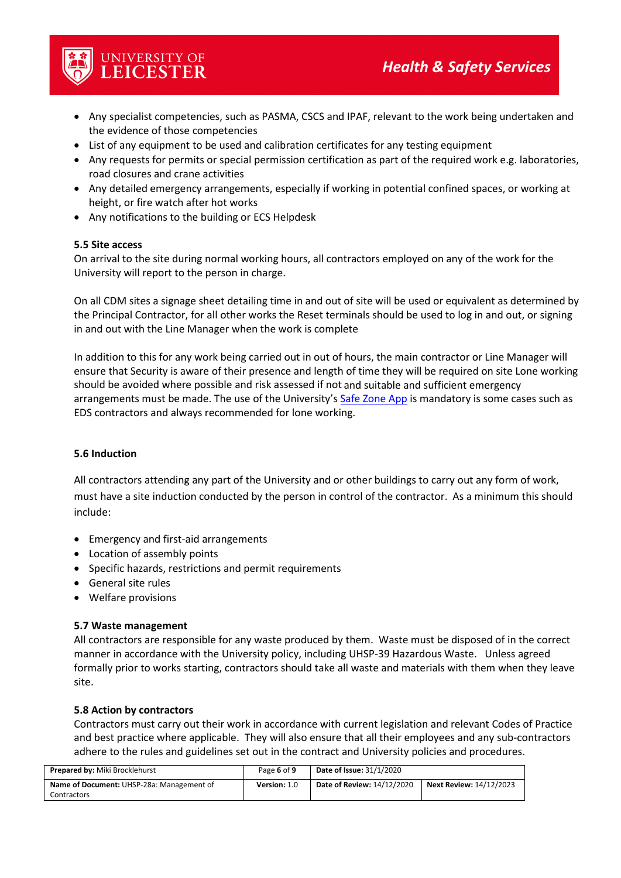- Any specialist competencies, such as PASMA, CSCS and IPAF, relevant to the work being undertaken and the evidence of those competencies
- List of any equipment to be used and calibration certificates for any testing equipment
- Any requests for permits or special permission certification as part of the required work e.g. laboratories, road closures and crane activities
- Any detailed emergency arrangements, especially if working in potential confined spaces, or working at height, or fire watch after hot works
- Any notifications to the building or ECS Helpdesk

### 5.5 Site access

On arrival to the site during normal working hours, all contractors employed on any of the work for the University will report to the person in charge.

On all CDM sites a signage sheet detailing time in and out of site will be used or equivalent as determined by the Principal Contractor, for all other works the Reset terminals should be used to log in and out, or signing in and out with the Line Manager when the work is complete

In addition to this for any work being carried out in out of hours, the main contractor or Line Manager will ensure that Security is aware of their presence and length of time they will be required on site Lone working should be avoided where possible and risk assessed if not and suitable and sufficient emergency arrangements must be made. The use of the University's Safe Zone App is mandatory is some cases such as EDS contractors and always recommended for lone working.

### 5.6 Induction

All contractors attending any part of the University and or other buildings to carry out any form of work, must have a site induction conducted by the person in control of the contractor. As a minimum this should include:

- Emergency and first-aid arrangements
- Location of assembly points
- Specific hazards, restrictions and permit requirements
- General site rules
- Welfare provisions

### 5.7 Waste management

All contractors are responsible for any waste produced by them. Waste must be disposed of in the correct manner in accordance with the University policy, including UHSP-39 Hazardous Waste. Unless agreed formally prior to works starting, contractors should take all waste and materials with them when they leave site.

### 5.8 Action by contractors

Contractors must carry out their work in accordance with current legislation and relevant Codes of Practice and best practice where applicable. They will also ensure that all their employees and any sub-contractors adhere to the rules and guidelines set out in the contract and University policies and procedures.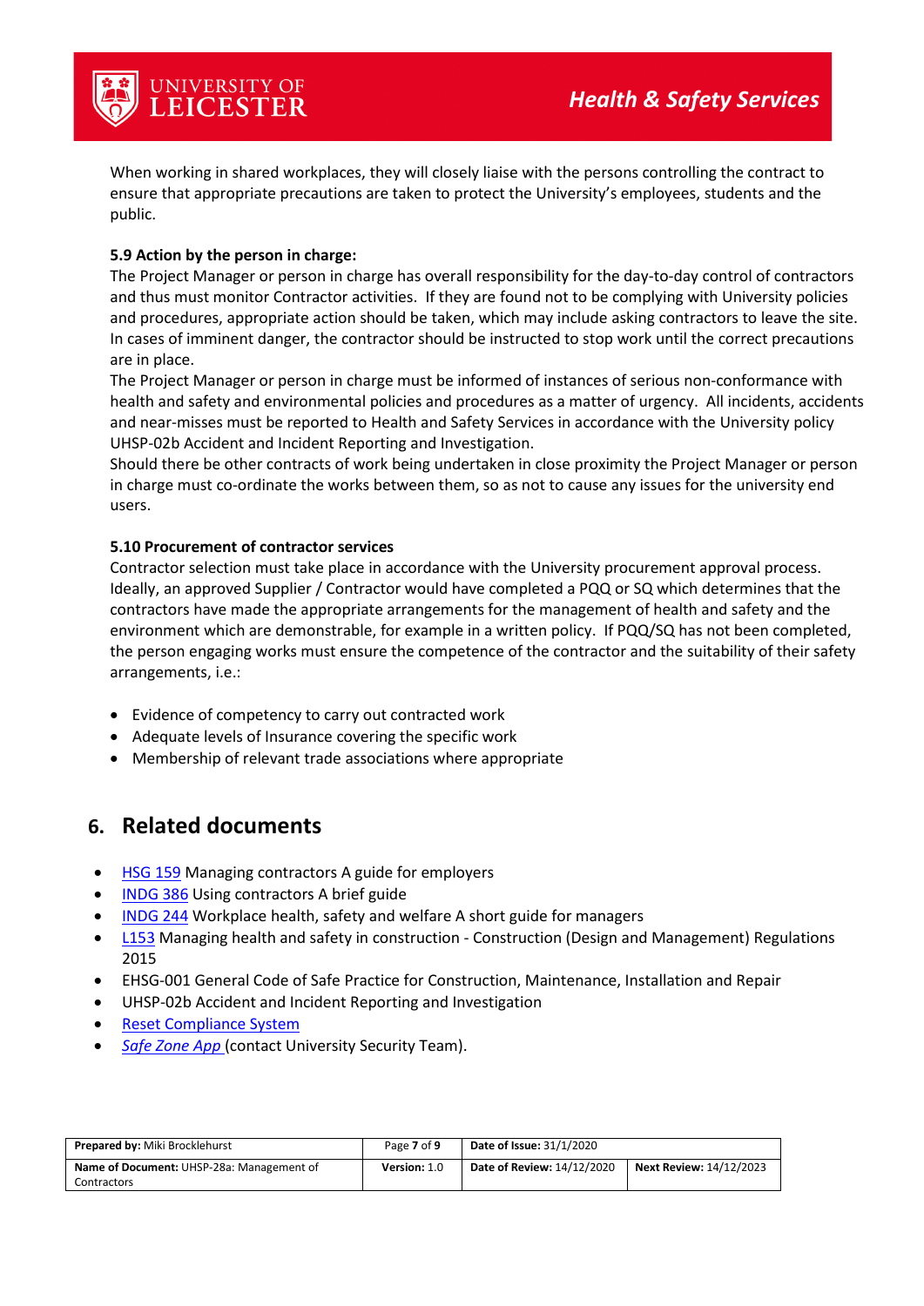When working in shared workplaces, they will closely liaise with the persons controlling the contract to ensure that appropriate precautions are taken to protect the University's employees, students and the public.

**5.9 Action by the person in charge:**

The Project Manager or person in charge has overall responsibility for the day-to-day control of contractors and thus must monitor Contractor activities. If they are found not to be complying with University policies and procedures, appropriate action should be taken, which may include asking contractors to leave the site. In cases of imminent danger, the contractor should be instructed to stop work until the correct precautions are in place.

The Project Manager or person in charge must be informed of instances of serious non-conformance with health and safety and environmental policies and procedures as a matter of urgency. All incidents, accidents and near-misses must be reported to Health and Safety Services in accordance with the University policy UHSP-02b Accident and Incident Reporting and Investigation.

Should there be other contracts of work being undertaken in close proximity the Project Manager or person in charge must co-ordinate the works between them, so as not to cause any issues for the university end users.

**5.10 Procurement of contractor services**

Contractor selection must take place in accordance with the University procurement approval process. Ideally, an approved Supplier / Contractor would have completed a PQQ or SQ which determines that the contractors have made the appropriate arrangements for the management of health and safety and the environment which are demonstrable, for example in a written policy. If PQQ/SQ has not been completed, the person engaging works must ensure the competence of the contractor and the suitability of their safety arrangements, i.e.:

- Evidence of competency to carry out contracted work
- Adequate levels of Insurance covering the specific work
- Membership of relevant trade associations where appropriate

## 6. Related documents

- HSG 159 Managing contractors A guide for employers
- INDG 386 Using contractors A brief guide
- INDG 244 Workplace health, safety and welfare A short guide for managers
- L153 Managing health and safety in construction - Construction (Design and Management) Regulations 2015
- EHSG-001 General Code of Safe Practice for Construction, Maintenance, Installation and Repair
- UHSP-02b Accident and Incident Reporting and Investigation
- Reset Compliance System
- *Safe Zone App* (contact University Security Team).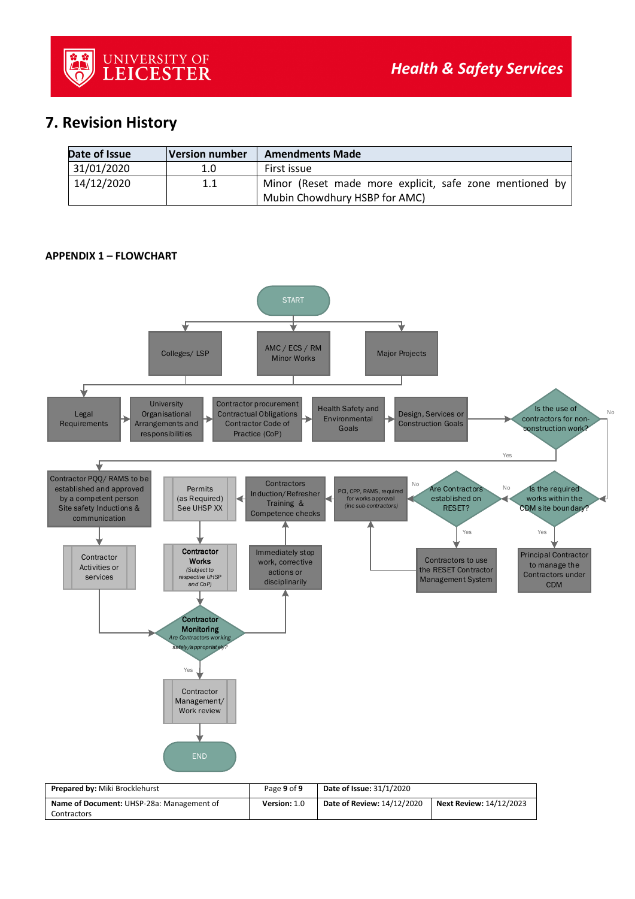## 7. Revision History

| Date of Issue | Version number | Amendments Made |
|---|---|---|
| 31/01/2020 | 1.0 | First issue |
| 14/12/2020 | 1.1 | Minor (Reset made more explicit, safe zone mentioned by Mubin Chowdhury HSBP for AMC) |

**APPENDIX 1 – FLOWCHART**

START

Colleges/ LSP

AMC / ECS / RM Minor Works

Major Projects

Legal Requirements

University Organisational Arrangements and responsibilities

Contractor procurement Contractual Obligations Contractor Code of Practice (CoP)

Health Safety and Environmental Goals

Design, Services or Construction Goals

Is the use of contractors for non-construction work?

No

Yes

Contractor PQQ/ RAMS to be established and approved by a competent person Site safety Inductions & communication

Permits (as Required) See UHSP XX

Contractors Induction/ Refresher Training & Competence checks

PCI, CPP, RAMS, required for works approval (inc sub-contractors)

No

Are Contractors established on RESET?

No

Is the required works within the CDM site boundary?

Yes

Yes

Contractor Activities or services

**Contractor Works**
*(Subject to respective UHSP and CoP)*

Immediately stop work, corrective actions or disciplinarily

Contractors to use the RESET Contractor Management System

Principal Contractor to manage the Contractors under CDM

**Contractor Monitoring**
*Are Contractors working safely/appropriately?*

Yes

Contractor Management/ Work review

END